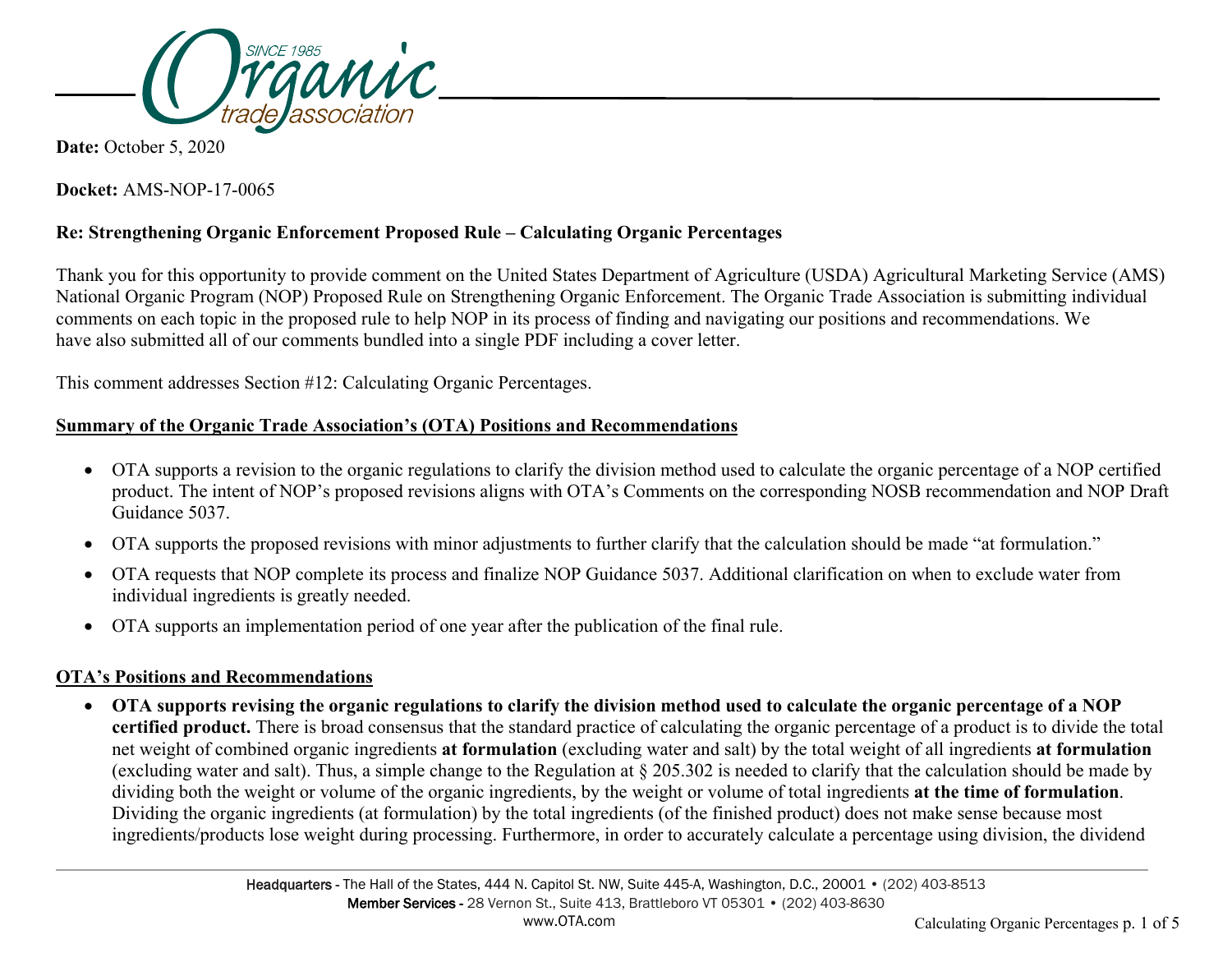**Date:** October 5, 2020

**Docket:** AMS-NOP-17-0065

**Re: Strengthening Organic Enforcement Proposed Rule – Calculating Organic Percentages**

Thank you for this opportunity to provide comment on the United States Department of Agriculture (USDA) Agricultural Marketing Service (AMS) National Organic Program (NOP) Proposed Rule on Strengthening Organic Enforcement. The Organic Trade Association is submitting individual comments on each topic in the proposed rule to help NOP in its process of finding and navigating our positions and recommendations. We have also submitted all of our comments bundled into a single PDF including a cover letter.

This comment addresses Section #12: Calculating Organic Percentages.

**Summary of the Organic Trade Association's (OTA) Positions and Recommendations**

- OTA supports a revision to the organic regulations to clarify the division method used to calculate the organic percentage of a NOP certified product. The intent of NOP's proposed revisions aligns with OTA's Comments on the corresponding NOSB recommendation and NOP Draft Guidance 5037.
- OTA supports the proposed revisions with minor adjustments to further clarify that the calculation should be made "at formulation."
- OTA requests that NOP complete its process and finalize NOP Guidance 5037. Additional clarification on when to exclude water from individual ingredients is greatly needed.
- OTA supports an implementation period of one year after the publication of the final rule.

**OTA's Positions and Recommendations**

- **OTA supports revising the organic regulations to clarify the division method used to calculate the organic percentage of a NOP certified product.** There is broad consensus that the standard practice of calculating the organic percentage of a product is to divide the total net weight of combined organic ingredients **at formulation** (excluding water and salt) by the total weight of all ingredients **at formulation** (excluding water and salt). Thus, a simple change to the Regulation at § 205.302 is needed to clarify that the calculation should be made by dividing both the weight or volume of the organic ingredients, by the weight or volume of total ingredients **at the time of formulation**. Dividing the organic ingredients (at formulation) by the total ingredients (of the finished product) does not make sense because most ingredients/products lose weight during processing. Furthermore, in order to accurately calculate a percentage using division, the dividend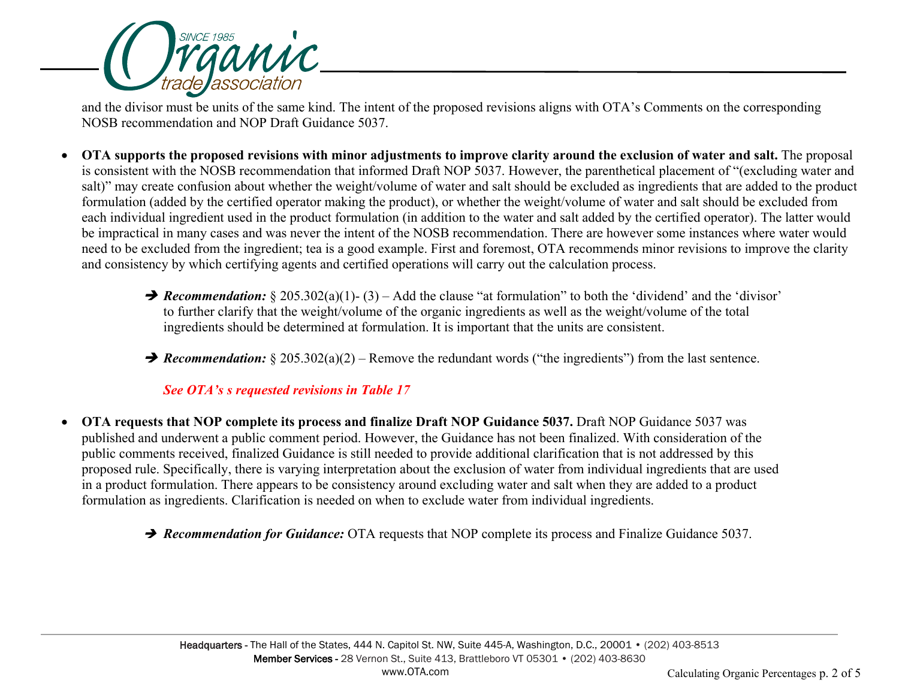and the divisor must be units of the same kind. The intent of the proposed revisions aligns with OTA's Comments on the corresponding NOSB recommendation and NOP Draft Guidance 5037.

- **OTA supports the proposed revisions with minor adjustments to improve clarity around the exclusion of water and salt.** The proposal is consistent with the NOSB recommendation that informed Draft NOP 5037. However, the parenthetical placement of "(excluding water and salt)" may create confusion about whether the weight/volume of water and salt should be excluded as ingredients that are added to the product formulation (added by the certified operator making the product), or whether the weight/volume of water and salt should be excluded from each individual ingredient used in the product formulation (in addition to the water and salt added by the certified operator). The latter would be impractical in many cases and was never the intent of the NOSB recommendation. There are however some instances where water would need to be excluded from the ingredient; tea is a good example. First and foremost, OTA recommends minor revisions to improve the clarity and consistency by which certifying agents and certified operations will carry out the calculation process.

  ➔ ***Recommendation:*** § 205.302(a)(1)- (3) – Add the clause "at formulation" to both the 'dividend' and the 'divisor' to further clarify that the weight/volume of the organic ingredients as well as the weight/volume of the total ingredients should be determined at formulation. It is important that the units are consistent.

  ➔ ***Recommendation:*** § 205.302(a)(2) – Remove the redundant words ("the ingredients") from the last sentence.

  ***See OTA's s requested revisions in Table 17***

- **OTA requests that NOP complete its process and finalize Draft NOP Guidance 5037.** Draft NOP Guidance 5037 was published and underwent a public comment period. However, the Guidance has not been finalized. With consideration of the public comments received, finalized Guidance is still needed to provide additional clarification that is not addressed by this proposed rule. Specifically, there is varying interpretation about the exclusion of water from individual ingredients that are used in a product formulation. There appears to be consistency around excluding water and salt when they are added to a product formulation as ingredients. Clarification is needed on when to exclude water from individual ingredients.

  ➔ ***Recommendation for Guidance:*** OTA requests that NOP complete its process and Finalize Guidance 5037.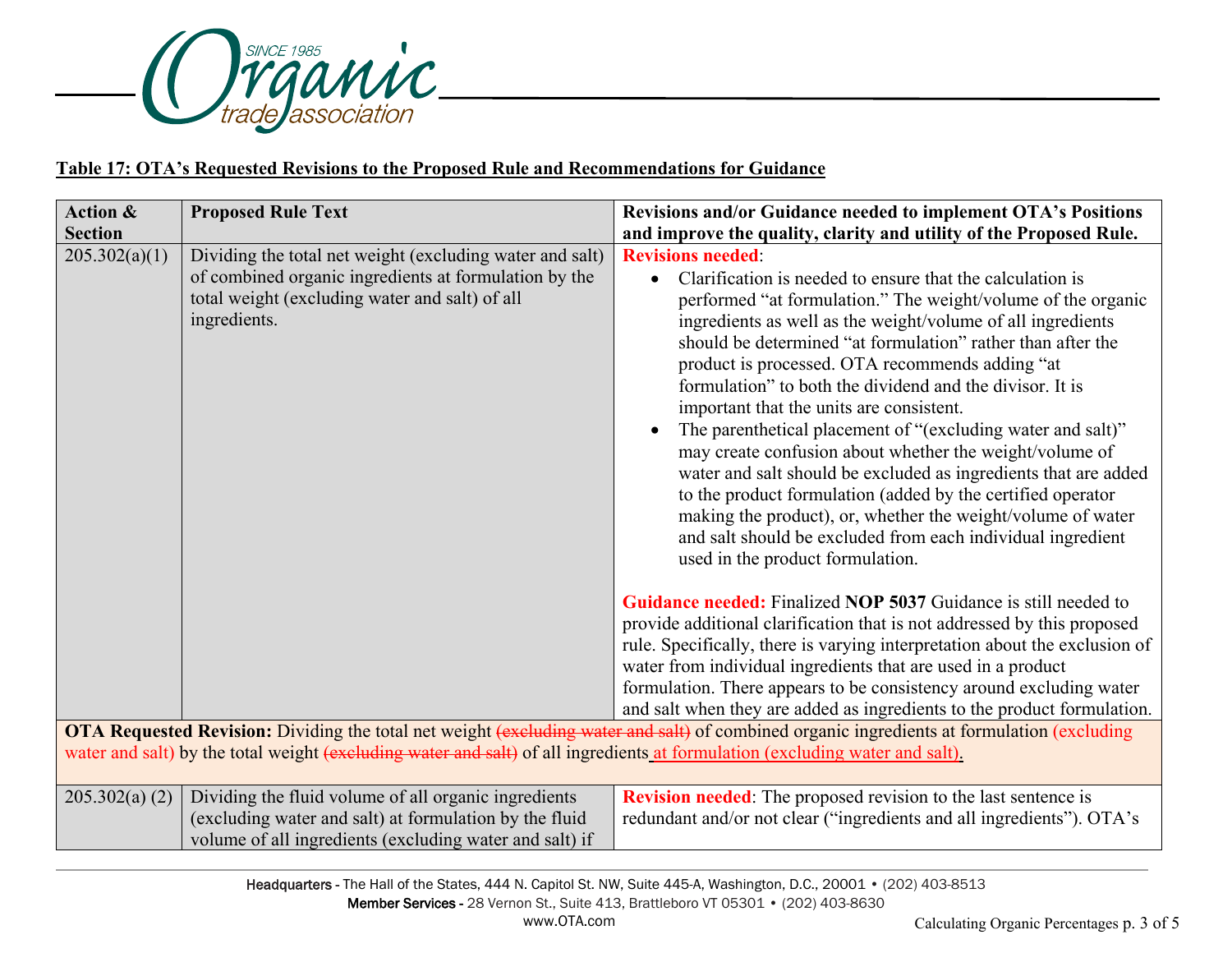**Table 17: OTA's Requested Revisions to the Proposed Rule and Recommendations for Guidance**

| Action & Section | Proposed Rule Text | Revisions and/or Guidance needed to implement OTA's Positions and improve the quality, clarity and utility of the Proposed Rule. |
|---|---|---|
| 205.302(a)(1) | Dividing the total net weight (excluding water and salt) of combined organic ingredients at formulation by the total weight (excluding water and salt) of all ingredients. | **Revisions needed**:<br>• Clarification is needed to ensure that the calculation is performed "at formulation." The weight/volume of the organic ingredients as well as the weight/volume of all ingredients should be determined "at formulation" rather than after the product is processed. OTA recommends adding "at formulation" to both the dividend and the divisor. It is important that the units are consistent.<br>• The parenthetical placement of "(excluding water and salt)" may create confusion about whether the weight/volume of water and salt should be excluded as ingredients that are added to the product formulation (added by the certified operator making the product), or, whether the weight/volume of water and salt should be excluded from each individual ingredient used in the product formulation.<br><br>**Guidance needed:** Finalized **NOP 5037** Guidance is still needed to provide additional clarification that is not addressed by this proposed rule. Specifically, there is varying interpretation about the exclusion of water from individual ingredients that are used in a product formulation. There appears to be consistency around excluding water and salt when they are added as ingredients to the product formulation. |
| **OTA Requested Revision:** Dividing the total net weight ~~(excluding water and salt)~~ of combined organic ingredients at formulation (excluding water and salt) by the total weight ~~(excluding water and salt)~~ of all ingredients at formulation (excluding water and salt). | | |
| 205.302(a) (2) | Dividing the fluid volume of all organic ingredients (excluding water and salt) at formulation by the fluid volume of all ingredients (excluding water and salt) if | **Revision needed**: The proposed revision to the last sentence is redundant and/or not clear ("ingredients and all ingredients"). OTA's |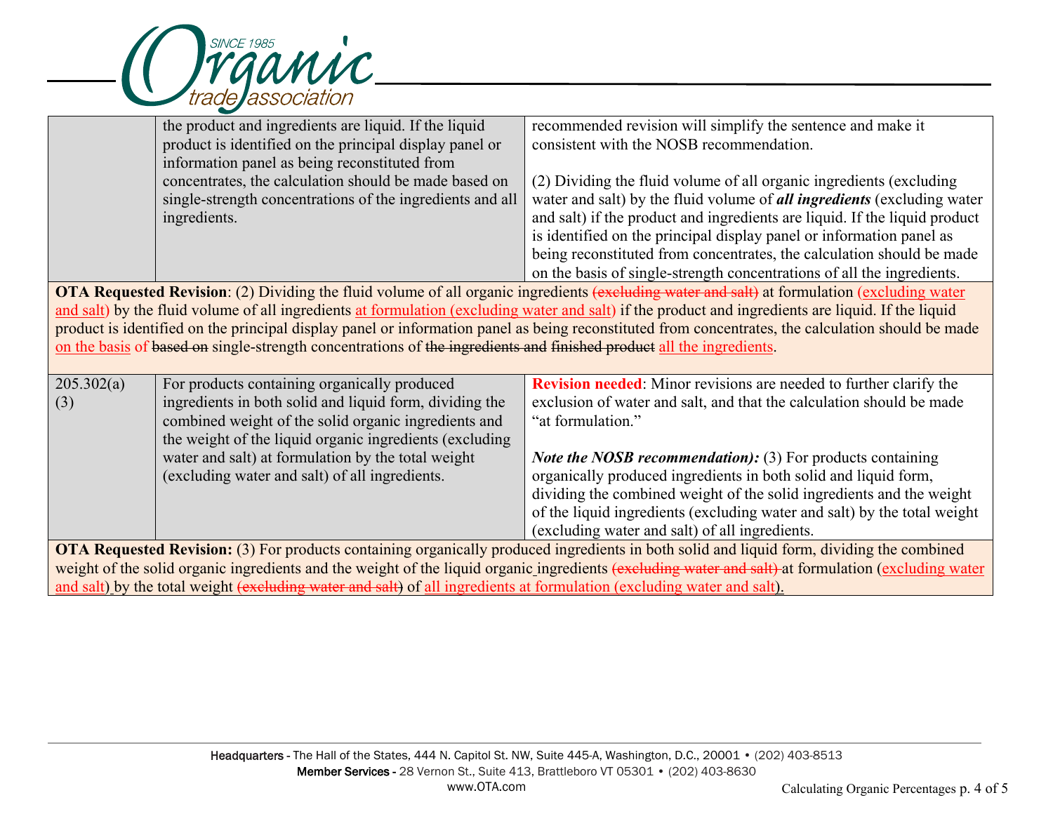| | | |
|---|---|---|
| | the product and ingredients are liquid. If the liquid product is identified on the principal display panel or information panel as being reconstituted from concentrates, the calculation should be made based on single-strength concentrations of the ingredients and all ingredients. | recommended revision will simplify the sentence and make it consistent with the NOSB recommendation.<br><br>(2) Dividing the fluid volume of all organic ingredients (excluding water and salt) by the fluid volume of ***all ingredients*** (excluding water and salt) if the product and ingredients are liquid. If the liquid product is identified on the principal display panel or information panel as being reconstituted from concentrates, the calculation should be made on the basis of single-strength concentrations of all the ingredients. |

**OTA Requested Revision**: (2) Dividing the fluid volume of all organic ingredients ~~(excluding water and salt)~~ at formulation (excluding water and salt) by the fluid volume of all ingredients at formulation (excluding water and salt) if the product and ingredients are liquid. If the liquid product is identified on the principal display panel or information panel as being reconstituted from concentrates, the calculation should be made on the basis of ~~based on~~ single-strength concentrations of ~~the ingredients and~~ ~~finished product~~ all the ingredients.

| | | |
|---|---|---|
| 205.302(a)(3) | For products containing organically produced ingredients in both solid and liquid form, dividing the combined weight of the solid organic ingredients and the weight of the liquid organic ingredients (excluding water and salt) at formulation by the total weight (excluding water and salt) of all ingredients. | **Revision needed**: Minor revisions are needed to further clarify the exclusion of water and salt, and that the calculation should be made "at formulation."<br><br>***Note the NOSB recommendation):*** (3) For products containing organically produced ingredients in both solid and liquid form, dividing the combined weight of the solid ingredients and the weight of the liquid ingredients (excluding water and salt) by the total weight (excluding water and salt) of all ingredients. |

**OTA Requested Revision:** (3) For products containing organically produced ingredients in both solid and liquid form, dividing the combined weight of the solid organic ingredients and the weight of the liquid organic ingredients ~~(excluding water and salt)~~ at formulation (excluding water and salt) by the total weight ~~(excluding water and salt)~~ of all ingredients at formulation (excluding water and salt).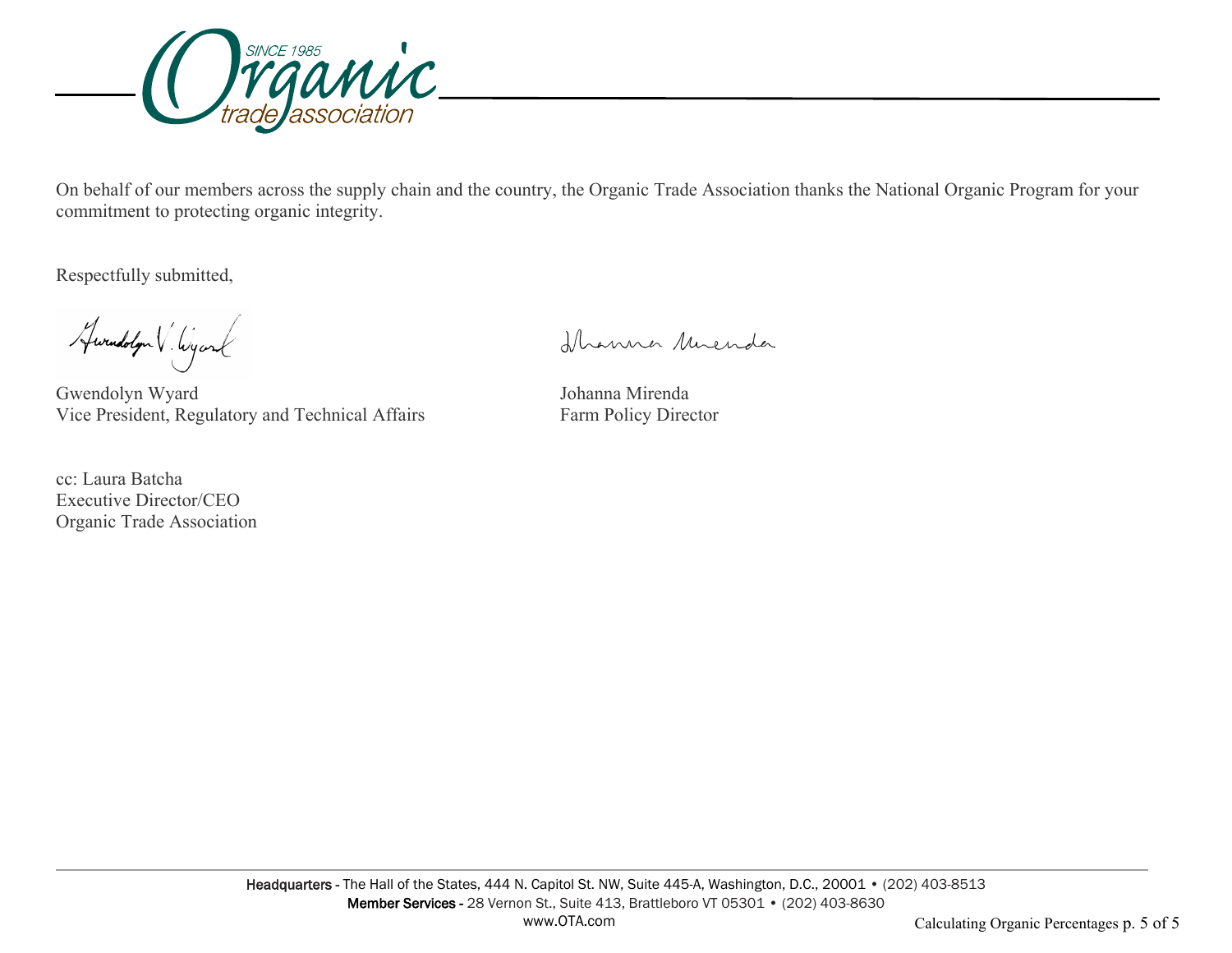On behalf of our members across the supply chain and the country, the Organic Trade Association thanks the National Organic Program for your commitment to protecting organic integrity.

Respectfully submitted,

Gwendolyn Wyard
Vice President, Regulatory and Technical Affairs

Johanna Mirenda
Farm Policy Director

cc: Laura Batcha
Executive Director/CEO
Organic Trade Association